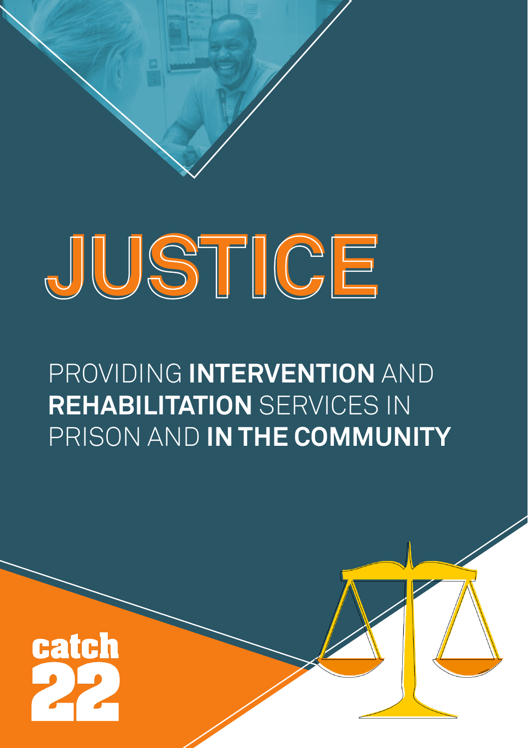# JUSTICE

PROVIDING **INTERVENTION** AND **REHABILITATION** SERVICES IN PRISON AND **IN THE COMMUNITY**

catch 22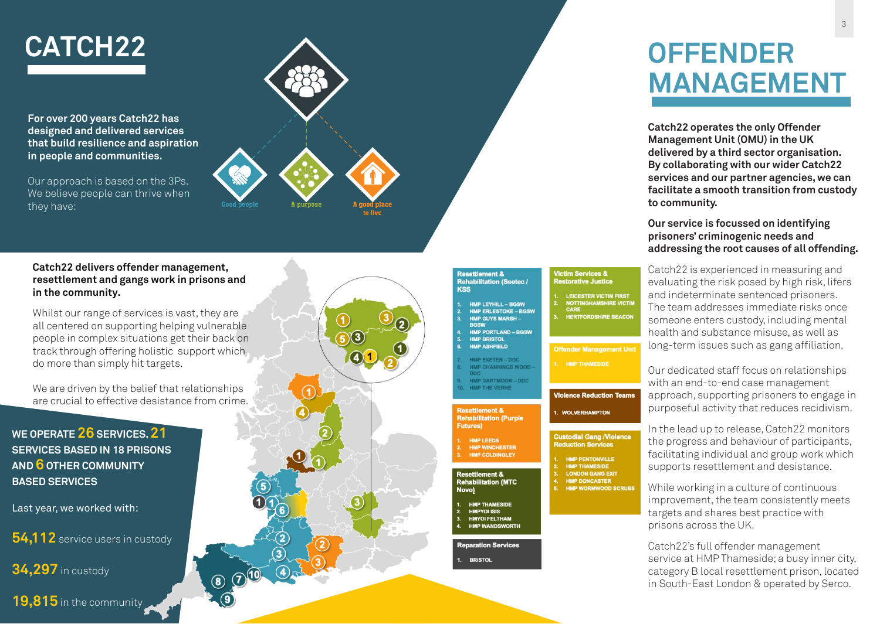# CATCH22

**For over 200 years Catch22 has designed and delivered services that build resilience and aspiration in people and communities.**

Our approach is based on the 3Ps. We believe people can thrive when they have:

Good people

A purpose

A good place to live

**Catch22 delivers offender management, resettlement and gangs work in prisons and in the community.**

Whilst our range of services is vast, they are all centered on supporting helping vulnerable people in complex situations get their back on track through offering holistic support which do more than simply hit targets.

We are driven by the belief that relationships are crucial to effective desistance from crime.

**WE OPERATE 26 SERVICES. 21 SERVICES BASED IN 18 PRISONS AND 6 OTHER COMMUNITY BASED SERVICES**

Last year, we worked with:

**54,112** service users in custody

**34,297** in custody

**19,815** in the community

**Resettlement & Rehabilitation (Seetec / KSS**

1. HMP LEYHILL – BGSW
2. HMP ERLESTOKE – BGSW
3. HMP GUYS MARSH – BGSW
4. HMP PORTLAND – BGSW
5. HMP BRISTOL
6. HMP ASHFIELD
7. HMP EXETER – DDC
8. HMP CHANNINGS WOOD – DDC
9. HMP DARTMOOR – DDC
10. HMP THE VERNE

**Resettlement & Rehabilitation (Purple Futures)**

1. HMP LEEDS
2. HMP WINCHESTER
3. HMP COLDINGLEY

**Resettlement & Rehabilitation (MTC Novo)**

1. HMP THAMESIDE
2. HMPYOI ISIS
3. HMYOI FELTHAM
4. HMP WANDSWORTH

**Reparation Services**

1. BRISTOL

**Victim Services & Restorative Justice**

1. LEICESTER VICTIM FIRST
2. NOTTINGHAMSHIRE VICTIM CARE
3. HERTFORDSHIRE BEACON

**Offender Management Unit**

1. HMP THAMESIDE

**Violence Reduction Teams**

1. WOLVERHAMPTON

**Custodial Gang /Violence Reduction Services**

1. HMP PENTONVILLE
2. HMP THAMESIDE
3. LONDON GANG EXIT
4. HMP DONCASTER
5. HMP WORMWOOD SCRUBS

# OFFENDER MANAGEMENT

**Catch22 operates the only Offender Management Unit (OMU) in the UK delivered by a third sector organisation. By collaborating with our wider Catch22 services and our partner agencies, we can facilitate a smooth transition from custody to community.**

**Our service is focussed on identifying prisoners' criminogenic needs and addressing the root causes of all offending.**

Catch22 is experienced in measuring and evaluating the risk posed by high risk, lifers and indeterminate sentenced prisoners. The team addresses immediate risks once someone enters custody, including mental health and substance misuse, as well as long-term issues such as gang affiliation.

Our dedicated staff focus on relationships with an end-to-end case management approach, supporting prisoners to engage in purposeful activity that reduces recidivism.

In the lead up to release, Catch22 monitors the progress and behaviour of participants, facilitating individual and group work which supports resettlement and desistance.

While working in a culture of continuous improvement, the team consistently meets targets and shares best practice with prisons across the UK.

Catch22's full offender management service at HMP Thameside; a busy inner city, category B local resettlement prison, located in South-East London & operated by Serco.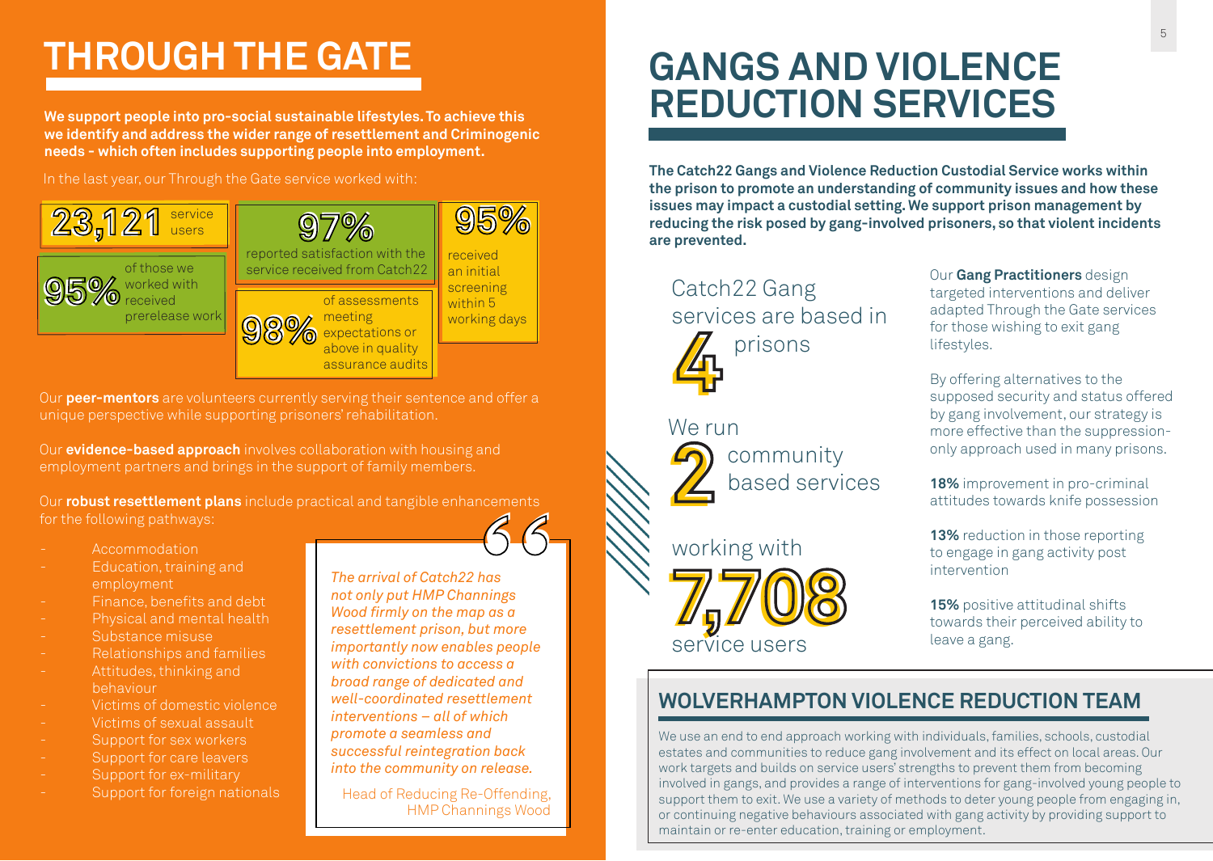# THROUGH THE GATE

**We support people into pro-social sustainable lifestyles. To achieve this we identify and address the wider range of resettlement and Criminogenic needs - which often includes supporting people into employment.**

In the last year, our Through the Gate service worked with:

**23,121** service users

**95%** of those we worked with received prerelease work

**97%** reported satisfaction with the service received from Catch22

**98%** of assessments meeting expectations or above in quality assurance audits

**95%** received an initial screening within 5 working days

Our **peer-mentors** are volunteers currently serving their sentence and offer a unique perspective while supporting prisoners' rehabilitation.

Our **evidence-based approach** involves collaboration with housing and employment partners and brings in the support of family members.

Our **robust resettlement plans** include practical and tangible enhancements for the following pathways:

- Accommodation
- Education, training and employment
- Finance, benefits and debt
- Physical and mental health
- Substance misuse
- Relationships and families
- Attitudes, thinking and behaviour
- Victims of domestic violence
- Victims of sexual assault
- Support for sex workers
- Support for care leavers
- Support for ex-military
- Support for foreign nationals

> *The arrival of Catch22 has not only put HMP Channings Wood firmly on the map as a resettlement prison, but more importantly now enables people with convictions to access a broad range of dedicated and well-coordinated resettlement interventions – all of which promote a seamless and successful reintegration back into the community on release.*
>
> Head of Reducing Re-Offending, HMP Channings Wood

# GANGS AND VIOLENCE REDUCTION SERVICES

**The Catch22 Gangs and Violence Reduction Custodial Service works within the prison to promote an understanding of community issues and how these issues may impact a custodial setting. We support prison management by reducing the risk posed by gang-involved prisoners, so that violent incidents are prevented.**

Catch22 Gang services are based in **4** prisons

We run **2** community based services

working with **7,708** service users

Our **Gang Practitioners** design targeted interventions and deliver adapted Through the Gate services for those wishing to exit gang lifestyles.

By offering alternatives to the supposed security and status offered by gang involvement, our strategy is more effective than the suppression-only approach used in many prisons.

**18%** improvement in pro-criminal attitudes towards knife possession

**13%** reduction in those reporting to engage in gang activity post intervention

**15%** positive attitudinal shifts towards their perceived ability to leave a gang.

## WOLVERHAMPTON VIOLENCE REDUCTION TEAM

We use an end to end approach working with individuals, families, schools, custodial estates and communities to reduce gang involvement and its effect on local areas. Our work targets and builds on service users' strengths to prevent them from becoming involved in gangs, and provides a range of interventions for gang-involved young people to support them to exit. We use a variety of methods to deter young people from engaging in, or continuing negative behaviours associated with gang activity by providing support to maintain or re-enter education, training or employment.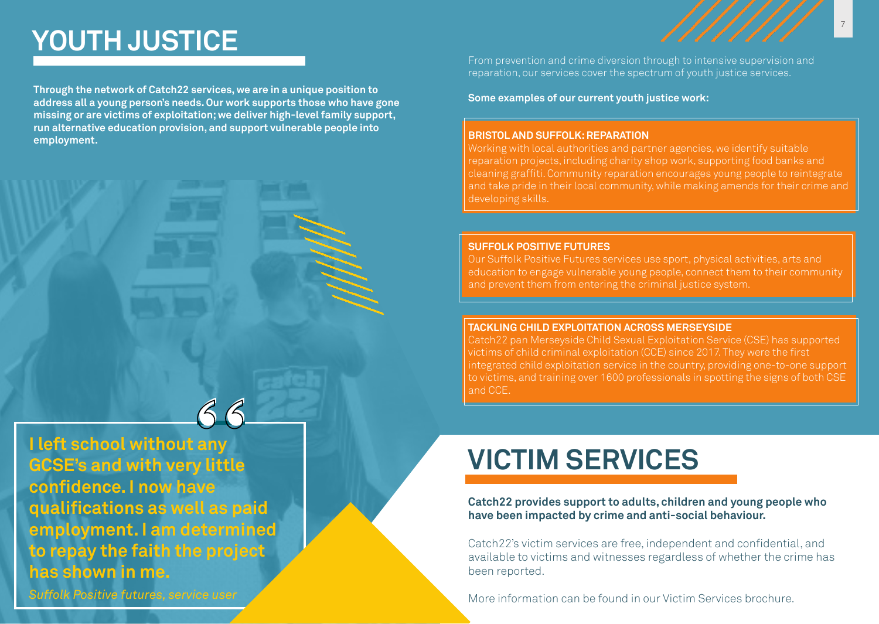# YOUTH JUSTICE

**Through the network of Catch22 services, we are in a unique position to address all a young person's needs. Our work supports those who have gone missing or are victims of exploitation; we deliver high-level family support, run alternative education provision, and support vulnerable people into employment.**

> **I left school without any GCSE's and with very little confidence. I now have qualifications as well as paid employment. I am determined to repay the faith the project has shown in me.**
>
> *Suffolk Positive futures, service user*

From prevention and crime diversion through to intensive supervision and reparation, our services cover the spectrum of youth justice services.

**Some examples of our current youth justice work:**

**BRISTOL AND SUFFOLK: REPARATION**
Working with local authorities and partner agencies, we identify suitable reparation projects, including charity shop work, supporting food banks and cleaning graffiti. Community reparation encourages young people to reintegrate and take pride in their local community, while making amends for their crime and developing skills.

**SUFFOLK POSITIVE FUTURES**
Our Suffolk Positive Futures services use sport, physical activities, arts and education to engage vulnerable young people, connect them to their community and prevent them from entering the criminal justice system.

**TACKLING CHILD EXPLOITATION ACROSS MERSEYSIDE**
Catch22 pan Merseyside Child Sexual Exploitation Service (CSE) has supported victims of child criminal exploitation (CCE) since 2017. They were the first integrated child exploitation service in the country, providing one-to-one support to victims, and training over 1600 professionals in spotting the signs of both CSE and CCE.

# VICTIM SERVICES

**Catch22 provides support to adults, children and young people who have been impacted by crime and anti-social behaviour.**

Catch22's victim services are free, independent and confidential, and available to victims and witnesses regardless of whether the crime has been reported.

More information can be found in our Victim Services brochure.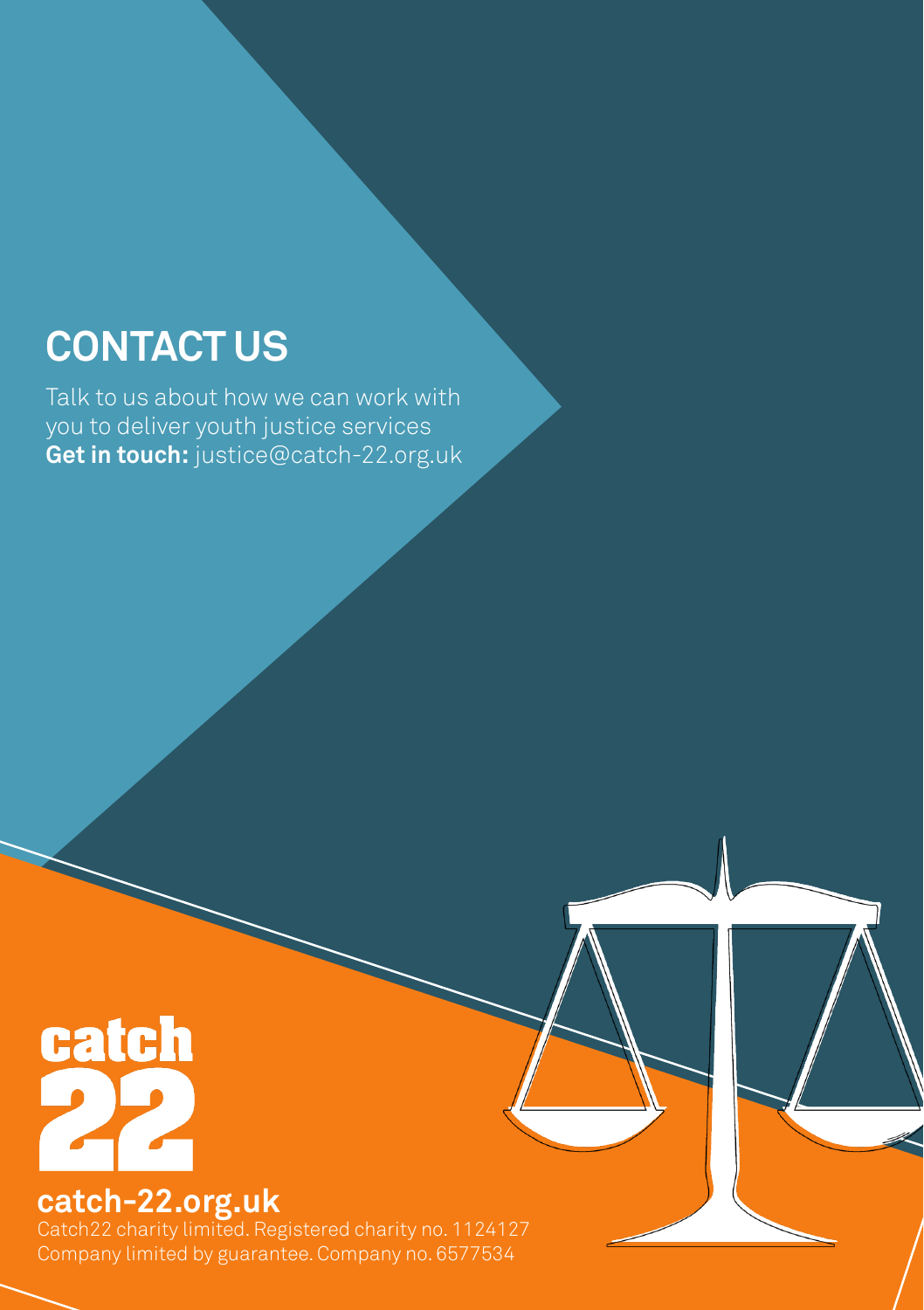# CONTACT US

Talk to us about how we can work with you to deliver youth justice services
**Get in touch:** justice@catch-22.org.uk

catch 22

**catch-22.org.uk**
Catch22 charity limited. Registered charity no. 1124127
Company limited by guarantee. Company no. 6577534